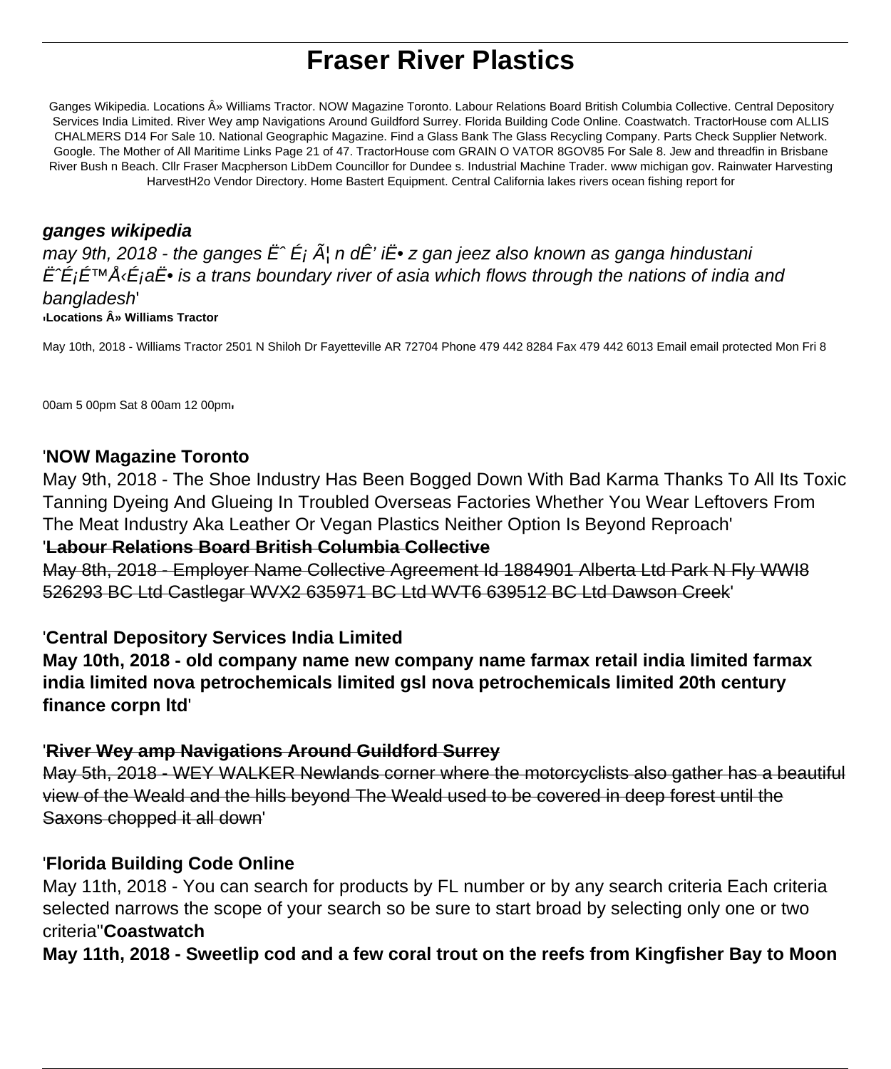# Fraser River Plastics

Ganges Wikipedia. Locations Â» Williams Tractor. NOW Magazine Toronto. Labour Relations Board British Columbia Collective. Central Depository Services India Limited. River Wey amp Navigations Around Guildford Surrey. Florida Building Code Online. Coastwatch. TractorHouse com ALLIS CHALMERS D14 For Sale 10. National Geographic Magazine. Find a Glass Bank The Glass Recycling Company. Parts Check Supplier Network. Google. The Mother of All Maritime Links Page 21 of 47. TractorHouse com GRAIN O VATOR 8GOV85 For Sale 8. Jew and threadfin in Brisbane River Bush n Beach. Cllr Fraser Macpherson LibDem Councillor for Dundee s. Industrial Machine Trader. www michigan gov. Rainwater Harvesting HarvestH2o Vendor Directory. Home Bastert Equipment. Central California lakes rivers ocean fishing report for

### *ganges wikipedia*

*may 9th, 2018 - the ganges Ë ɡ Ã¦ n dÊ' iË• z gan jeez also known as ganga hindustani Ë ɡəÅ‹ɡaË• is a trans boundary river of asia which flows through the nations of india and bangladesh*'

'**Locations Â» Williams Tractor**

May 10th, 2018 - Williams Tractor 2501 N Shiloh Dr Fayetteville AR 72704 Phone 479 442 8284 Fax 479 442 6013 Email email protected Mon Fri 8 00am 5 00pm Sat 8 00am 12 00pm'

'**NOW Magazine Toronto**

May 9th, 2018 - The Shoe Industry Has Been Bogged Down With Bad Karma Thanks To All Its Toxic Tanning Dyeing And Glueing In Troubled Overseas Factories Whether You Wear Leftovers From The Meat Industry Aka Leather Or Vegan Plastics Neither Option Is Beyond Reproach'

'~~**Labour Relations Board British Columbia Collective**~~

~~May 8th, 2018 - Employer Name Collective Agreement Id 1884901 Alberta Ltd Park N Fly WWI8 526293 BC Ltd Castlegar WVX2 635971 BC Ltd WVT6 639512 BC Ltd Dawson Creek~~'

'**Central Depository Services India Limited**

**May 10th, 2018 - old company name new company name farmax retail india limited farmax india limited nova petrochemicals limited gsl nova petrochemicals limited 20th century finance corpn ltd**'

'~~**River Wey amp Navigations Around Guildford Surrey**~~

~~May 5th, 2018 - WEY WALKER Newlands corner where the motorcyclists also gather has a beautiful view of the Weald and the hills beyond The Weald used to be covered in deep forest until the Saxons chopped it all down~~'

'**Florida Building Code Online**

May 11th, 2018 - You can search for products by FL number or by any search criteria Each criteria selected narrows the scope of your search so be sure to start broad by selecting only one or two criteria''**Coastwatch**

**May 11th, 2018 - Sweetlip cod and a few coral trout on the reefs from Kingfisher Bay to Moon**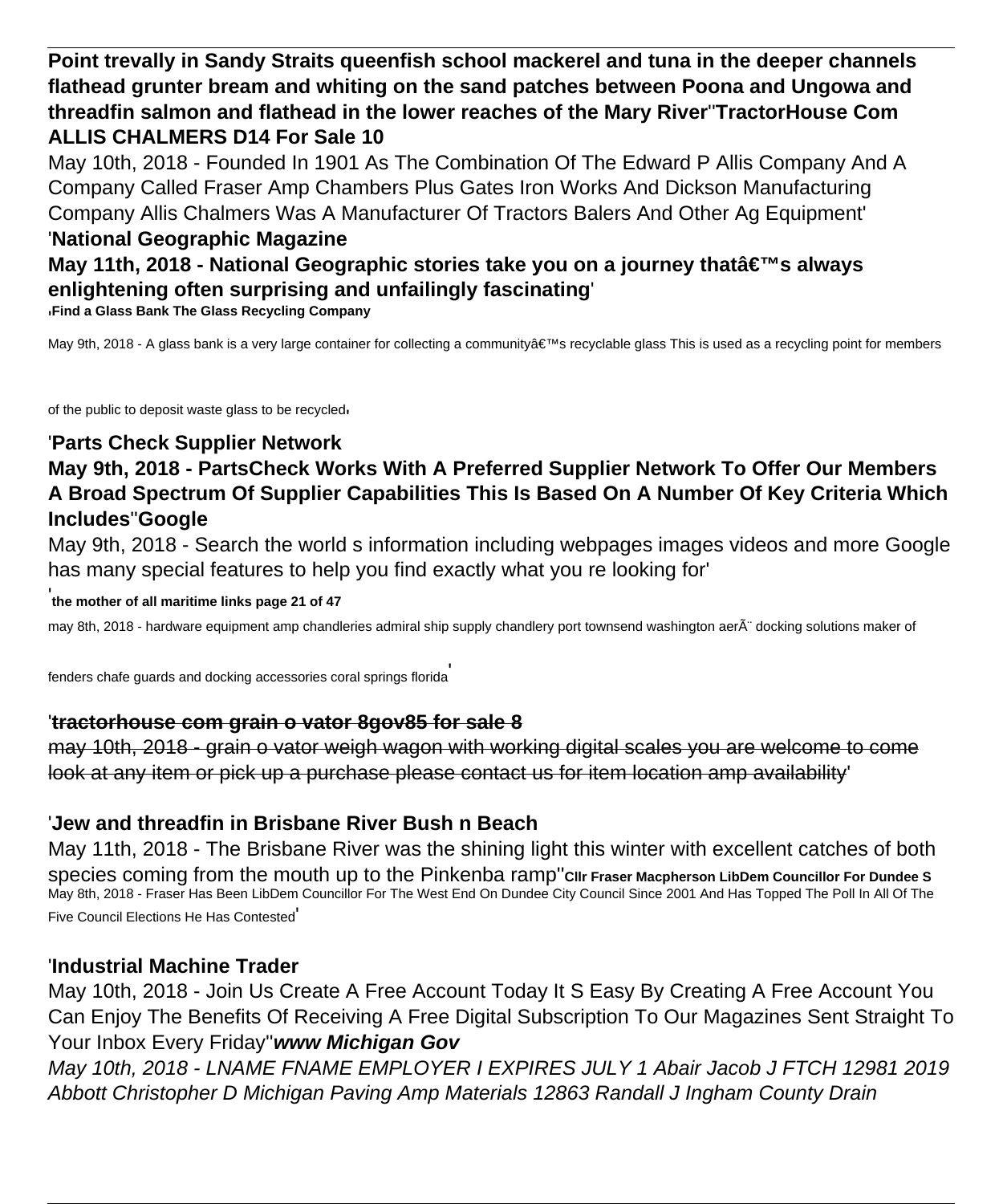**Point trevally in Sandy Straits queenfish school mackerel and tuna in the deeper channels flathead grunter bream and whiting on the sand patches between Poona and Ungowa and threadfin salmon and flathead in the lower reaches of the Mary River''TractorHouse Com ALLIS CHALMERS D14 For Sale 10**

May 10th, 2018 - Founded In 1901 As The Combination Of The Edward P Allis Company And A Company Called Fraser Amp Chambers Plus Gates Iron Works And Dickson Manufacturing Company Allis Chalmers Was A Manufacturer Of Tractors Balers And Other Ag Equipment'

'**National Geographic Magazine**

**May 11th, 2018 - National Geographic stories take you on a journey thatâ€™s always enlightening often surprising and unfailingly fascinating**'

'**Find a Glass Bank The Glass Recycling Company**

May 9th, 2018 - A glass bank is a very large container for collecting a communityâ€™s recyclable glass This is used as a recycling point for members of the public to deposit waste glass to be recycled'

'**Parts Check Supplier Network**

**May 9th, 2018 - PartsCheck Works With A Preferred Supplier Network To Offer Our Members A Broad Spectrum Of Supplier Capabilities This Is Based On A Number Of Key Criteria Which Includes''Google**

May 9th, 2018 - Search the world s information including webpages images videos and more Google has many special features to help you find exactly what you re looking for'

'**the mother of all maritime links page 21 of 47**

may 8th, 2018 - hardware equipment amp chandleries admiral ship supply chandlery port townsend washington aerÃ¨ docking solutions maker of fenders chafe guards and docking accessories coral springs florida'

'**tractorhouse com grain o vator 8gov85 for sale 8**

~~may 10th, 2018 - grain o vator weigh wagon with working digital scales you are welcome to come look at any item or pick up a purchase please contact us for item location amp availability~~'

'**Jew and threadfin in Brisbane River Bush n Beach**

May 11th, 2018 - The Brisbane River was the shining light this winter with excellent catches of both species coming from the mouth up to the Pinkenba ramp''**Cllr Fraser Macpherson LibDem Councillor For Dundee S**

May 8th, 2018 - Fraser Has Been LibDem Councillor For The West End On Dundee City Council Since 2001 And Has Topped The Poll In All Of The Five Council Elections He Has Contested'

'**Industrial Machine Trader**

May 10th, 2018 - Join Us Create A Free Account Today It S Easy By Creating A Free Account You Can Enjoy The Benefits Of Receiving A Free Digital Subscription To Our Magazines Sent Straight To Your Inbox Every Friday''***www Michigan Gov***

*May 10th, 2018 - LNAME FNAME EMPLOYER I EXPIRES JULY 1 Abair Jacob J FTCH 12981 2019 Abbott Christopher D Michigan Paving Amp Materials 12863 Randall J Ingham County Drain*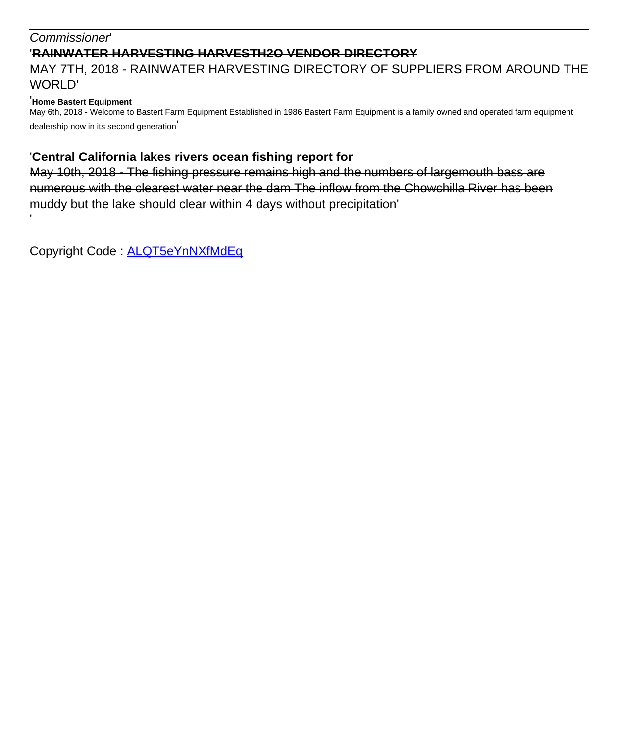*Commissioner*'

'**RAINWATER HARVESTING HARVESTH2O VENDOR DIRECTORY**

MAY 7TH, 2018 - RAINWATER HARVESTING DIRECTORY OF SUPPLIERS FROM AROUND THE WORLD'

'**Home Bastert Equipment**

May 6th, 2018 - Welcome to Bastert Farm Equipment Established in 1986 Bastert Farm Equipment is a family owned and operated farm equipment dealership now in its second generation'

'**Central California lakes rivers ocean fishing report for**

May 10th, 2018 - The fishing pressure remains high and the numbers of largemouth bass are numerous with the clearest water near the dam The inflow from the Chowchilla River has been muddy but the lake should clear within 4 days without precipitation'

'

Copyright Code : ALQT5eYnNXfMdEq